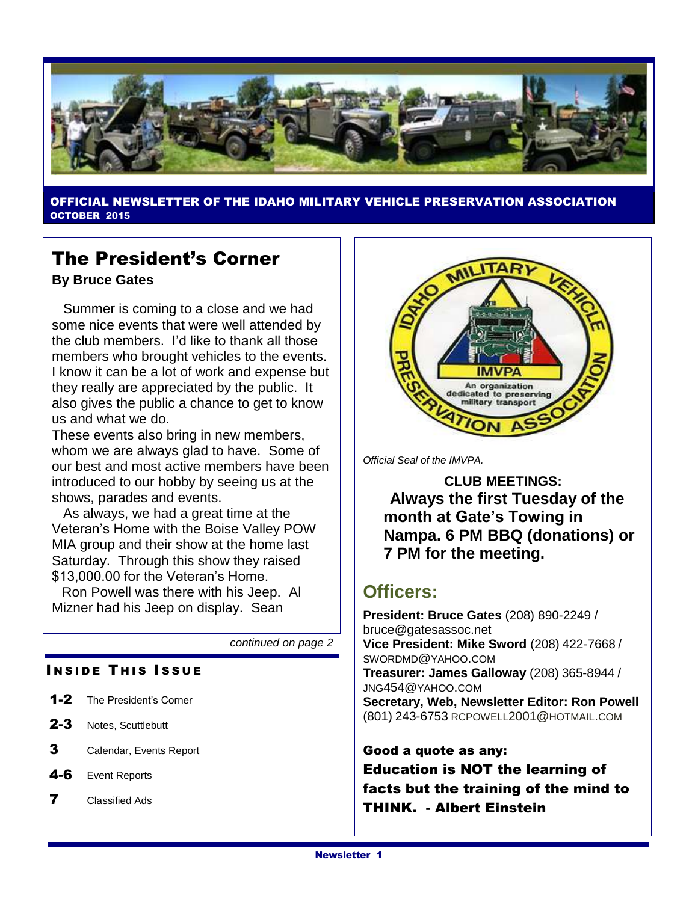**OFFICIAL NEWSLETTER OF THE IDAHO MILITARY VEHICLE PRESERVATION ASSOCIATION**
**OCTOBER 2015**

# The President's Corner

**By Bruce Gates**

Summer is coming to a close and we had some nice events that were well attended by the club members. I'd like to thank all those members who brought vehicles to the events. I know it can be a lot of work and expense but they really are appreciated by the public. It also gives the public a chance to get to know us and what we do.

These events also bring in new members, whom we are always glad to have. Some of our best and most active members have been introduced to our hobby by seeing us at the shows, parades and events.

As always, we had a great time at the Veteran's Home with the Boise Valley POW MIA group and their show at the home last Saturday. Through this show they raised $13,000.00 for the Veteran's Home.

Ron Powell was there with his Jeep. Al Mizner had his Jeep on display. Sean

*continued on page 2*

## INSIDE THIS ISSUE

- **1-2** The President's Corner
- **2-3** Notes, Scuttlebutt
- **3** Calendar, Events Report
- **4-6** Event Reports
- **7** Classified Ads

*Official Seal of the IMVPA.*

**CLUB MEETINGS:**
**Always the first Tuesday of the month at Gate's Towing in Nampa. 6 PM BBQ (donations) or 7 PM for the meeting.**

## Officers:

**President: Bruce Gates** (208) 890-2249 / bruce@gatesassoc.net
**Vice President: Mike Sword** (208) 422-7668 / SWORDMD@YAHOO.COM
**Treasurer: James Galloway** (208) 365-8944 / JNG454@YAHOO.COM
**Secretary, Web, Newsletter Editor: Ron Powell** (801) 243-6753 RCPOWELL2001@HOTMAIL.COM

**Good a quote as any:**
**Education is NOT the learning of facts but the training of the mind to THINK. - Albert Einstein**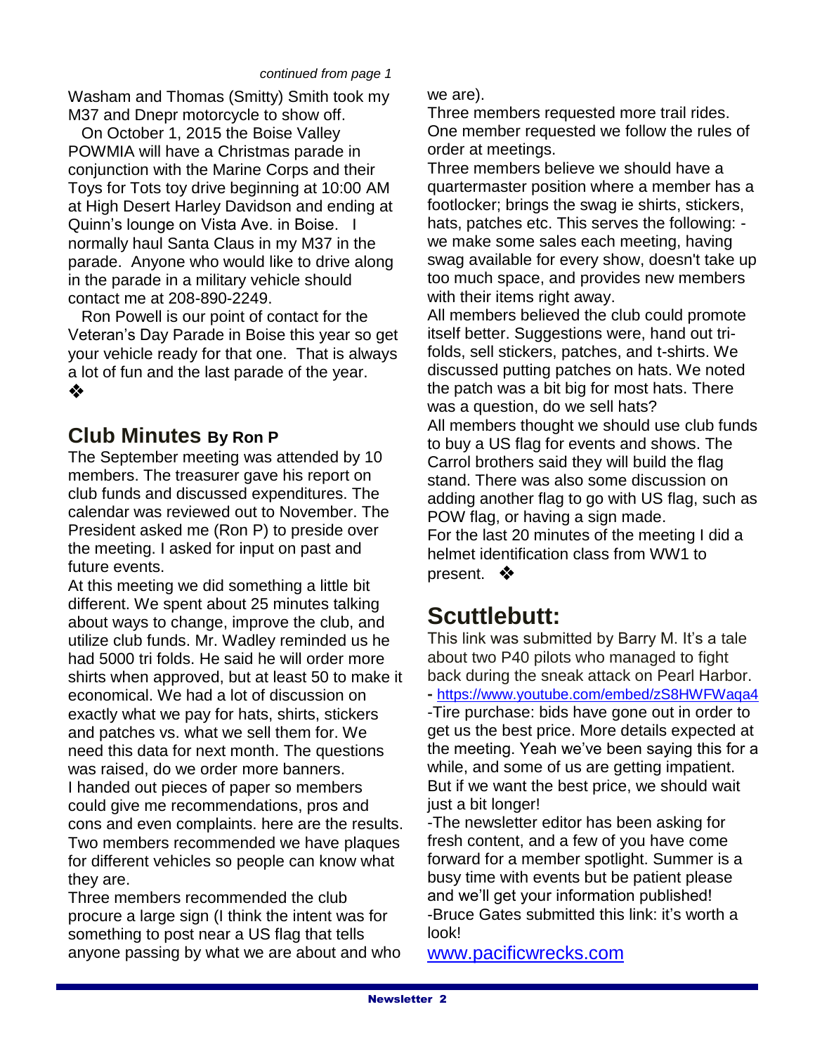*continued from page 1*

Washam and Thomas (Smitty) Smith took my M37 and Dnepr motorcycle to show off.

On October 1, 2015 the Boise Valley POWMIA will have a Christmas parade in conjunction with the Marine Corps and their Toys for Tots toy drive beginning at 10:00 AM at High Desert Harley Davidson and ending at Quinn's lounge on Vista Ave. in Boise. I normally haul Santa Claus in my M37 in the parade. Anyone who would like to drive along in the parade in a military vehicle should contact me at 208-890-2249.

Ron Powell is our point of contact for the Veteran's Day Parade in Boise this year so get your vehicle ready for that one. That is always a lot of fun and the last parade of the year. ❖

## Club Minutes By Ron P

The September meeting was attended by 10 members. The treasurer gave his report on club funds and discussed expenditures. The calendar was reviewed out to November. The President asked me (Ron P) to preside over the meeting. I asked for input on past and future events.

At this meeting we did something a little bit different. We spent about 25 minutes talking about ways to change, improve the club, and utilize club funds. Mr. Wadley reminded us he had 5000 tri folds. He said he will order more shirts when approved, but at least 50 to make it economical. We had a lot of discussion on exactly what we pay for hats, shirts, stickers and patches vs. what we sell them for. We need this data for next month. The questions was raised, do we order more banners.

I handed out pieces of paper so members could give me recommendations, pros and cons and even complaints. here are the results.

Two members recommended we have plaques for different vehicles so people can know what they are.

Three members recommended the club procure a large sign (I think the intent was for something to post near a US flag that tells anyone passing by what we are about and who we are).

Three members requested more trail rides.

One member requested we follow the rules of order at meetings.

Three members believe we should have a quartermaster position where a member has a footlocker; brings the swag ie shirts, stickers, hats, patches etc. This serves the following: - we make some sales each meeting, having swag available for every show, doesn't take up too much space, and provides new members with their items right away.

All members believed the club could promote itself better. Suggestions were, hand out tri-folds, sell stickers, patches, and t-shirts. We discussed putting patches on hats. We noted the patch was a bit big for most hats. There was a question, do we sell hats?

All members thought we should use club funds to buy a US flag for events and shows. The Carrol brothers said they will build the flag stand. There was also some discussion on adding another flag to go with US flag, such as POW flag, or having a sign made.

For the last 20 minutes of the meeting I did a helmet identification class from WW1 to present. ❖

## Scuttlebutt:

This link was submitted by Barry M. It's a tale about two P40 pilots who managed to fight back during the sneak attack on Pearl Harbor.

- https://www.youtube.com/embed/zS8HWFWaqa4

-Tire purchase: bids have gone out in order to get us the best price. More details expected at the meeting. Yeah we've been saying this for a while, and some of us are getting impatient. But if we want the best price, we should wait just a bit longer!

-The newsletter editor has been asking for fresh content, and a few of you have come forward for a member spotlight. Summer is a busy time with events but be patient please and we'll get your information published!

-Bruce Gates submitted this link: it's worth a look!

www.pacificwrecks.com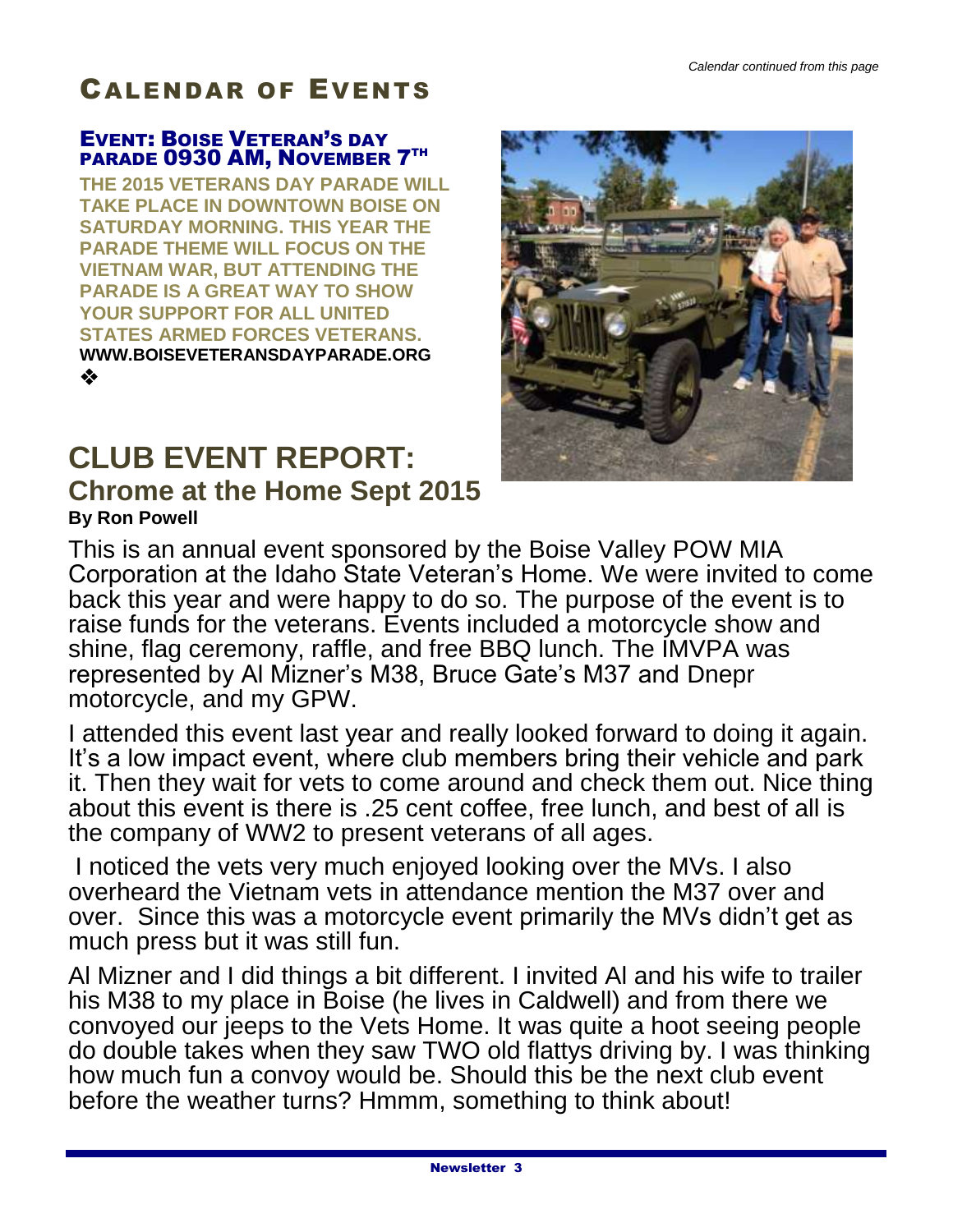*Calendar continued from this page*

# Calendar of Events

### Event: Boise Veteran's day parade 0930 AM, November 7th

**THE 2015 VETERANS DAY PARADE WILL TAKE PLACE IN DOWNTOWN BOISE ON SATURDAY MORNING. THIS YEAR THE PARADE THEME WILL FOCUS ON THE VIETNAM WAR, BUT ATTENDING THE PARADE IS A GREAT WAY TO SHOW YOUR SUPPORT FOR ALL UNITED STATES ARMED FORCES VETERANS.**
**WWW.BOISEVETERANSDAYPARADE.ORG**

❖

# CLUB EVENT REPORT:

## Chrome at the Home Sept 2015

**By Ron Powell**

This is an annual event sponsored by the Boise Valley POW MIA Corporation at the Idaho State Veteran's Home. We were invited to come back this year and were happy to do so. The purpose of the event is to raise funds for the veterans. Events included a motorcycle show and shine, flag ceremony, raffle, and free BBQ lunch. The IMVPA was represented by Al Mizner's M38, Bruce Gate's M37 and Dnepr motorcycle, and my GPW.

I attended this event last year and really looked forward to doing it again. It's a low impact event, where club members bring their vehicle and park it. Then they wait for vets to come around and check them out. Nice thing about this event is there is .25 cent coffee, free lunch, and best of all is the company of WW2 to present veterans of all ages.

I noticed the vets very much enjoyed looking over the MVs. I also overheard the Vietnam vets in attendance mention the M37 over and over. Since this was a motorcycle event primarily the MVs didn't get as much press but it was still fun.

Al Mizner and I did things a bit different. I invited Al and his wife to trailer his M38 to my place in Boise (he lives in Caldwell) and from there we convoyed our jeeps to the Vets Home. It was quite a hoot seeing people do double takes when they saw TWO old flattys driving by. I was thinking how much fun a convoy would be. Should this be the next club event before the weather turns? Hmmm, something to think about!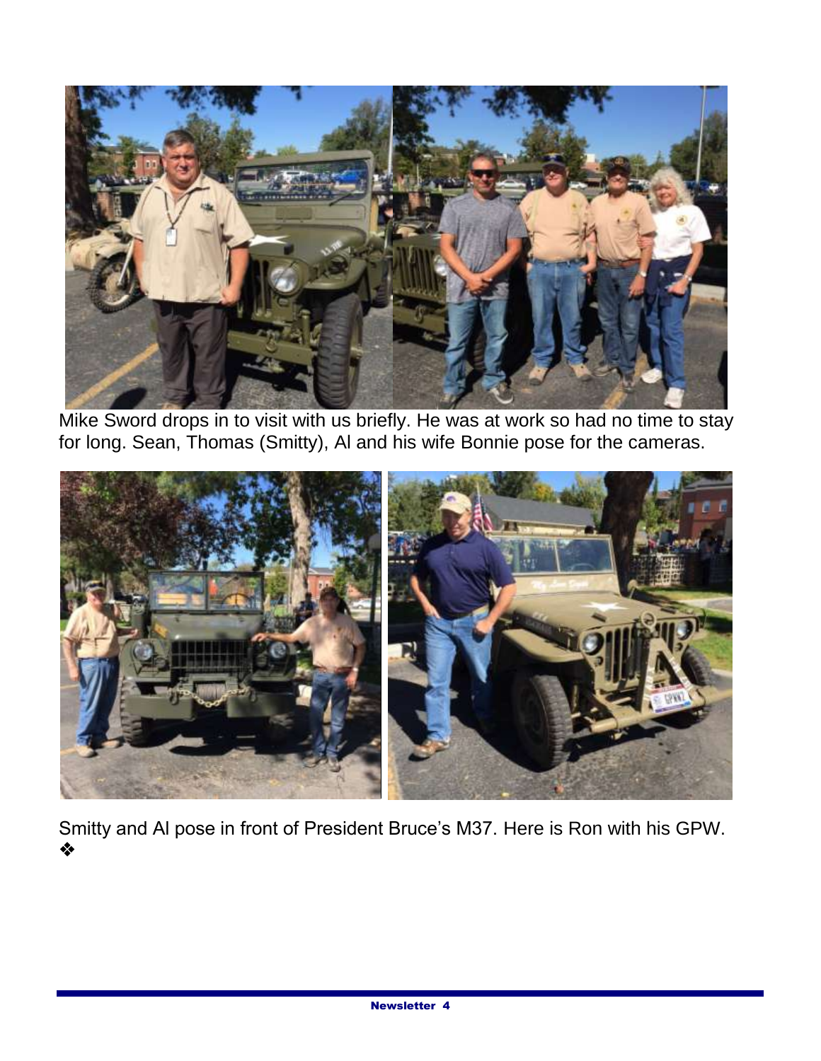Mike Sword drops in to visit with us briefly. He was at work so had no time to stay for long. Sean, Thomas (Smitty), Al and his wife Bonnie pose for the cameras.

Smitty and Al pose in front of President Bruce's M37. Here is Ron with his GPW. ❖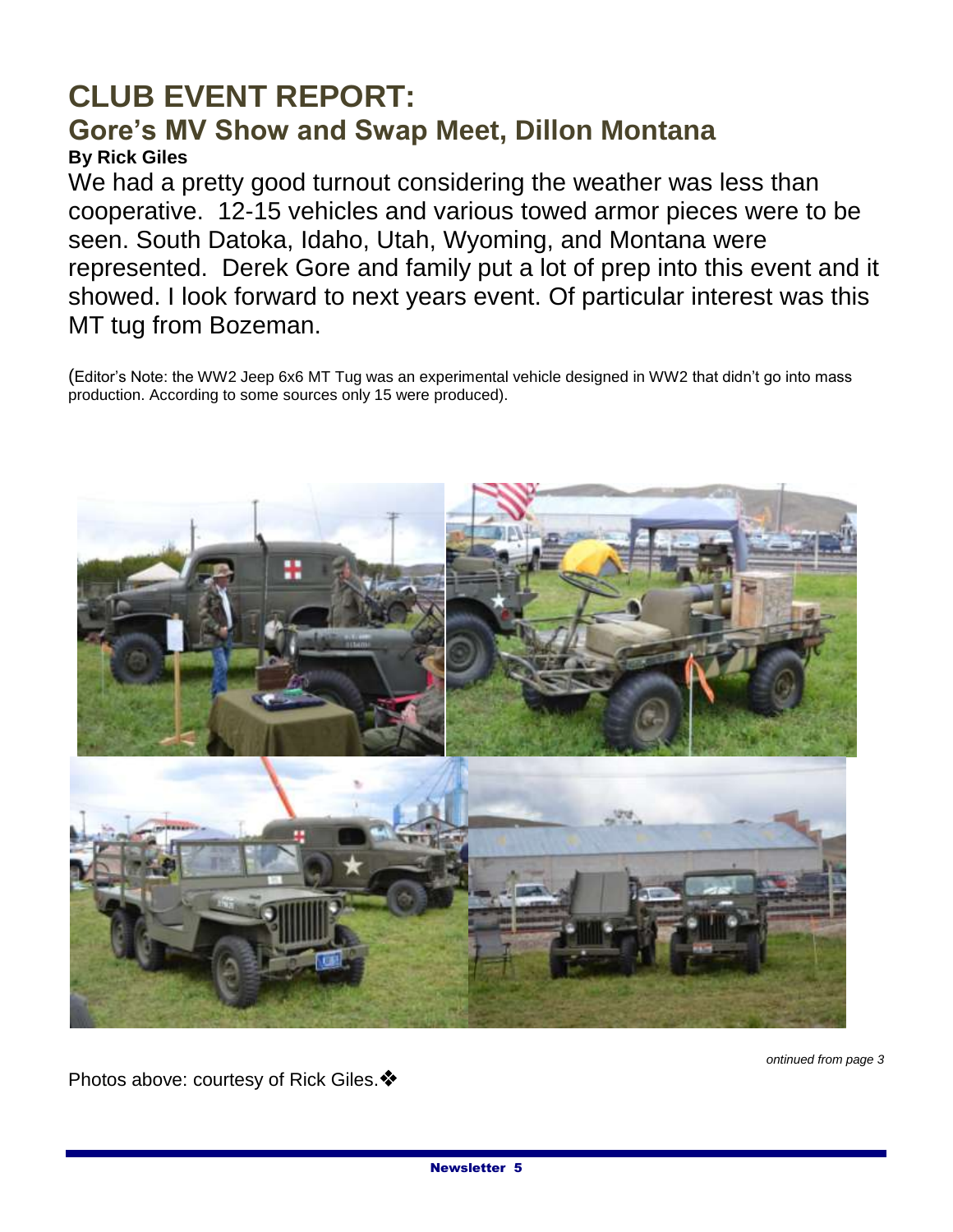# CLUB EVENT REPORT:

## Gore's MV Show and Swap Meet, Dillon Montana

**By Rick Giles**

We had a pretty good turnout considering the weather was less than cooperative. 12-15 vehicles and various towed armor pieces were to be seen. South Datoka, Idaho, Utah, Wyoming, and Montana were represented. Derek Gore and family put a lot of prep into this event and it showed. I look forward to next years event. Of particular interest was this MT tug from Bozeman.

(Editor's Note: the WW2 Jeep 6x6 MT Tug was an experimental vehicle designed in WW2 that didn't go into mass production. According to some sources only 15 were produced).

*ontinued from page 3*

Photos above: courtesy of Rick Giles.❖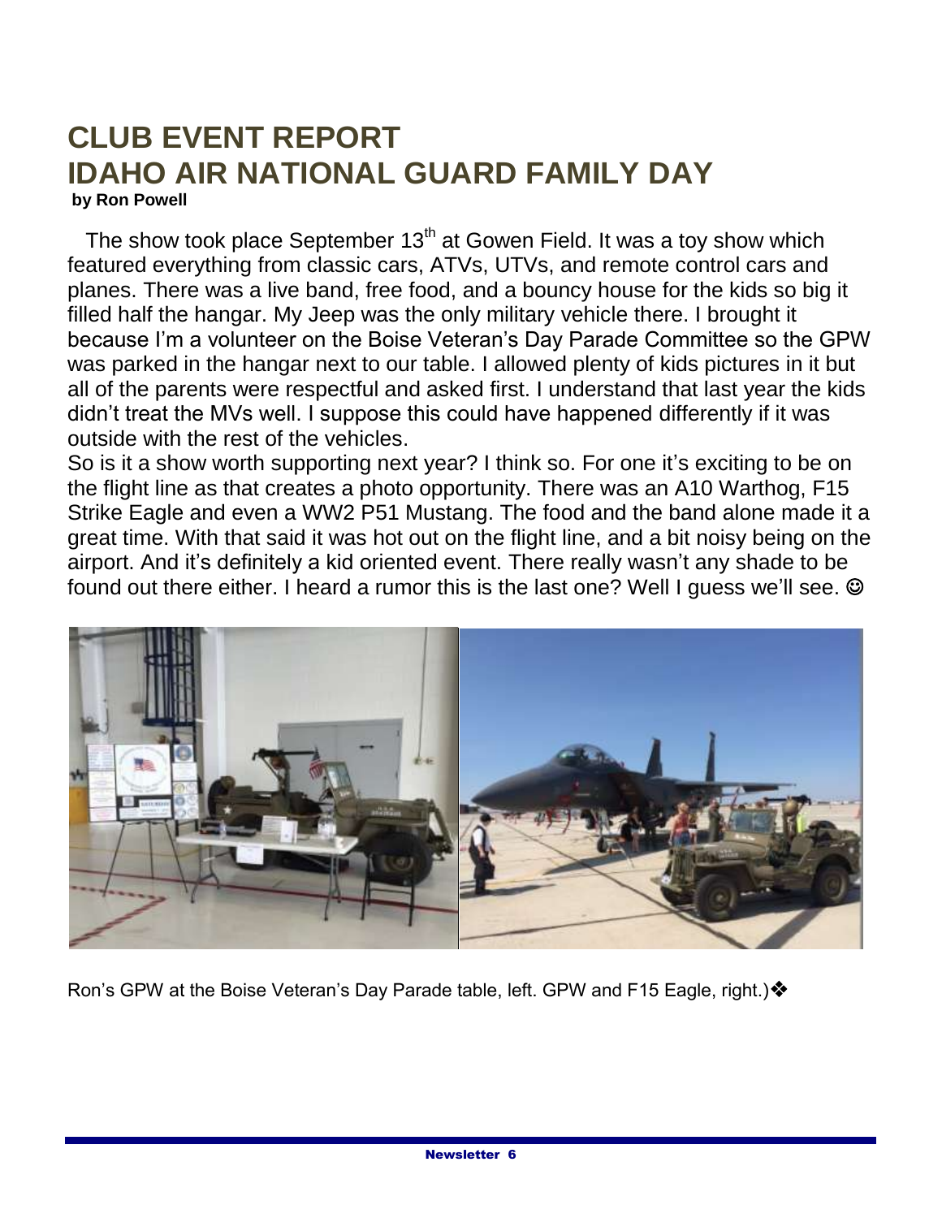# CLUB EVENT REPORT
# IDAHO AIR NATIONAL GUARD FAMILY DAY

**by Ron Powell**

The show took place September 13th at Gowen Field. It was a toy show which featured everything from classic cars, ATVs, UTVs, and remote control cars and planes. There was a live band, free food, and a bouncy house for the kids so big it filled half the hangar. My Jeep was the only military vehicle there. I brought it because I'm a volunteer on the Boise Veteran's Day Parade Committee so the GPW was parked in the hangar next to our table. I allowed plenty of kids pictures in it but all of the parents were respectful and asked first. I understand that last year the kids didn't treat the MVs well. I suppose this could have happened differently if it was outside with the rest of the vehicles.

So is it a show worth supporting next year? I think so. For one it's exciting to be on the flight line as that creates a photo opportunity. There was an A10 Warthog, F15 Strike Eagle and even a WW2 P51 Mustang. The food and the band alone made it a great time. With that said it was hot out on the flight line, and a bit noisy being on the airport. And it's definitely a kid oriented event. There really wasn't any shade to be found out there either. I heard a rumor this is the last one? Well I guess we'll see. ☺

Ron's GPW at the Boise Veteran's Day Parade table, left. GPW and F15 Eagle, right.)❖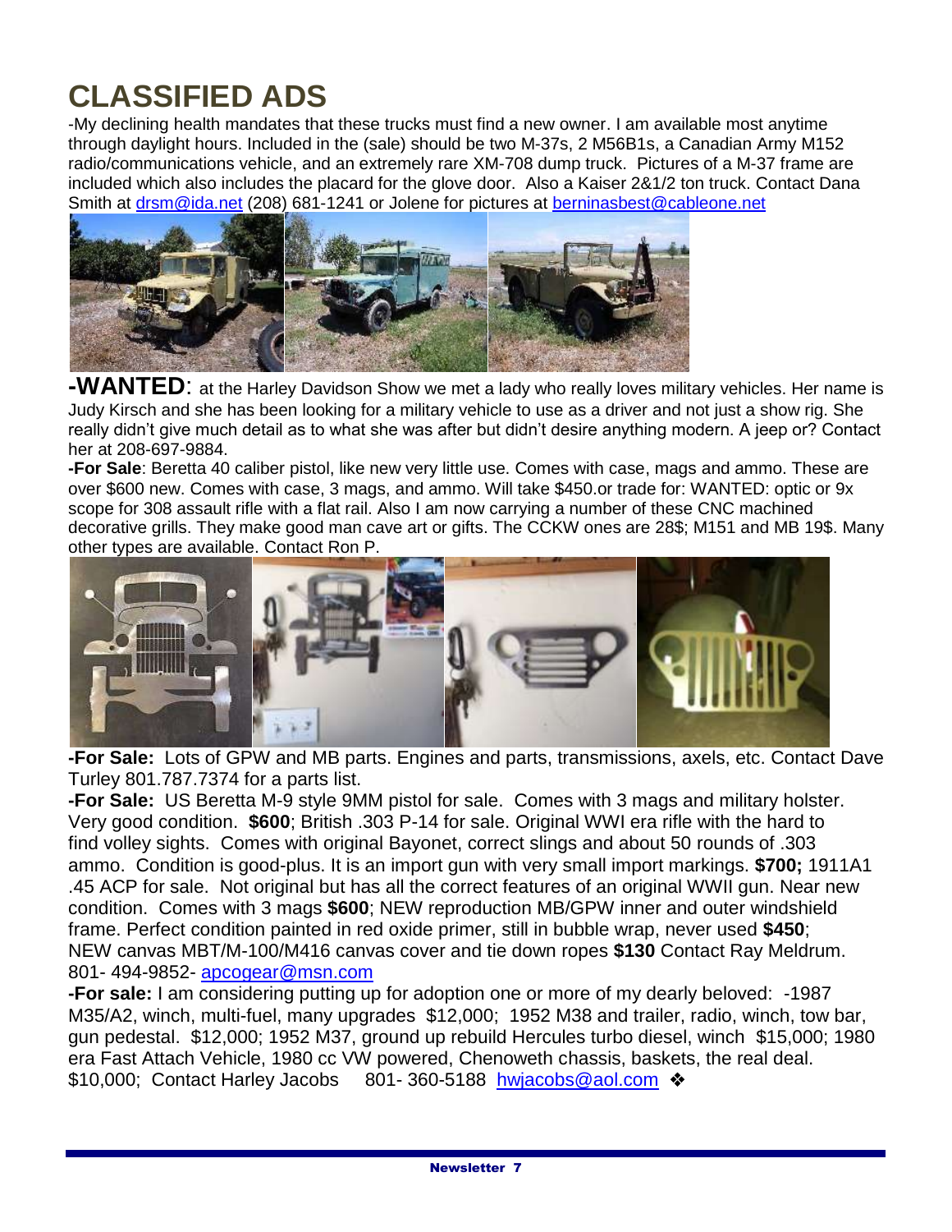# CLASSIFIED ADS

-My declining health mandates that these trucks must find a new owner. I am available most anytime through daylight hours. Included in the (sale) should be two M-37s, 2 M56B1s, a Canadian Army M152 radio/communications vehicle, and an extremely rare XM-708 dump truck. Pictures of a M-37 frame are included which also includes the placard for the glove door. Also a Kaiser 2&1/2 ton truck. Contact Dana Smith at drsm@ida.net (208) 681-1241 or Jolene for pictures at berninasbest@cableone.net

**-WANTED**: at the Harley Davidson Show we met a lady who really loves military vehicles. Her name is Judy Kirsch and she has been looking for a military vehicle to use as a driver and not just a show rig. She really didn't give much detail as to what she was after but didn't desire anything modern. A jeep or? Contact her at 208-697-9884.

**-For Sale**: Beretta 40 caliber pistol, like new very little use. Comes with case, 3 mags, and ammo. These are over $600 new. Comes with case, 3 mags and ammo. Will take $450.or trade for: WANTED: optic or 9x scope for 308 assault rifle with a flat rail. Also I am now carrying a number of these CNC machined decorative grills. They make good man cave art or gifts. The CCKW ones are 28$; M151 and MB 19$. Many other types are available. Contact Ron P.

**-For Sale:** Lots of GPW and MB parts. Engines and parts, transmissions, axels, etc. Contact Dave Turley 801.787.7374 for a parts list.

**-For Sale:** US Beretta M-9 style 9MM pistol for sale. Comes with 3 mags and military holster. Very good condition. **$600**; British .303 P-14 for sale. Original WWI era rifle with the hard to find volley sights. Comes with original Bayonet, correct slings and about 50 rounds of .303 ammo. Condition is good-plus. It is an import gun with very small import markings. **$700;** 1911A1 .45 ACP for sale. Not original but has all the correct features of an original WWII gun. Near new condition. Comes with 3 mags **$600**; NEW reproduction MB/GPW inner and outer windshield frame. Perfect condition painted in red oxide primer, still in bubble wrap, never used **$450**; NEW canvas MBT/M-100/M416 canvas cover and tie down ropes **$130** Contact Ray Meldrum. 801- 494-9852- apcogear@msn.com

**-For sale:** I am considering putting up for adoption one or more of my dearly beloved: -1987 M35/A2, winch, multi-fuel, many upgrades $12,000; 1952 M38 and trailer, radio, winch, tow bar, gun pedestal. $12,000; 1952 M37, ground up rebuild Hercules turbo diesel, winch $15,000; 1980 era Fast Attach Vehicle, 1980 cc VW powered, Chenoweth chassis, baskets, the real deal. $10,000; Contact Harley Jacobs 801- 360-5188 hwjacobs@aol.com ❖